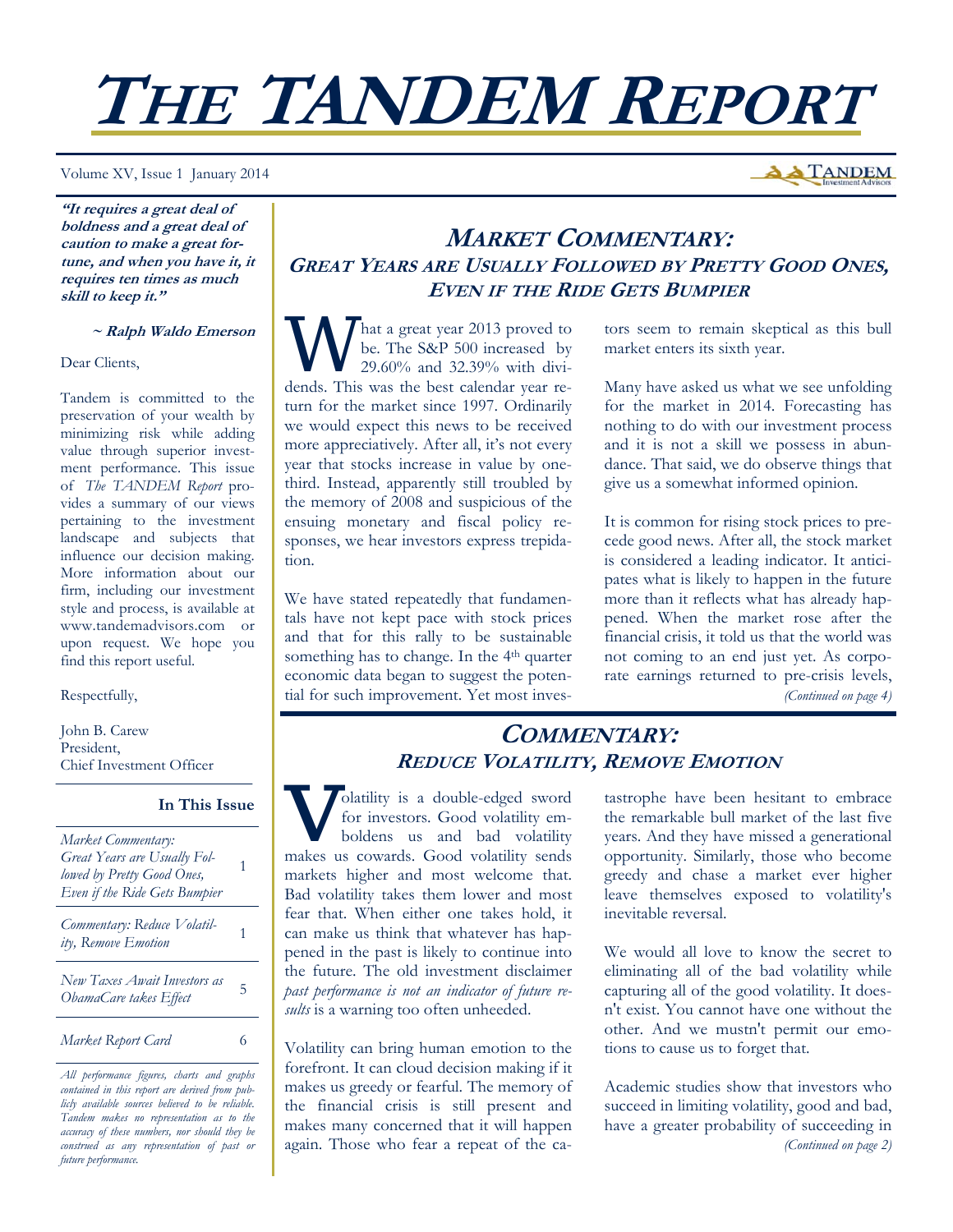# THE TANDEM REPORT

Volume XV, Issue 1 January 2014

***"It requires a great deal of boldness and a great deal of caution to make a great fortune, and when you have it, it requires ten times as much skill to keep it."***

***~ Ralph Waldo Emerson***

Dear Clients,

Tandem is committed to the preservation of your wealth by minimizing risk while adding value through superior investment performance. This issue of *The TANDEM Report* provides a summary of our views pertaining to the investment landscape and subjects that influence our decision making. More information about our firm, including our investment style and process, is available at www.tandemadvisors.com or upon request. We hope you find this report useful.

Respectfully,

John B. Carew
President,
Chief Investment Officer

**In This Issue**

| | |
|---|---|
| *Market Commentary: Great Years are Usually Followed by Pretty Good Ones, Even if the Ride Gets Bumpier* | 1 |
| *Commentary: Reduce Volatility, Remove Emotion* | 1 |
| *New Taxes Await Investors as ObamaCare takes Effect* | 5 |
| *Market Report Card* | 6 |

*All performance figures, charts and graphs contained in this report are derived from publicly available sources believed to be reliable. Tandem makes no representation as to the accuracy of these numbers, nor should they be construed as any representation of past or future performance.*

## MARKET COMMENTARY: *GREAT YEARS ARE USUALLY FOLLOWED BY PRETTY GOOD ONES, EVEN IF THE RIDE GETS BUMPIER*

What a great year 2013 proved to be. The S&P 500 increased by 29.60% and 32.39% with dividends. This was the best calendar year return for the market since 1997. Ordinarily we would expect this news to be received more appreciatively. After all, it's not every year that stocks increase in value by one-third. Instead, apparently still troubled by the memory of 2008 and suspicious of the ensuing monetary and fiscal policy responses, we hear investors express trepidation.

We have stated repeatedly that fundamentals have not kept pace with stock prices and that for this rally to be sustainable something has to change. In the 4th quarter economic data began to suggest the potential for such improvement. Yet most investors seem to remain skeptical as this bull market enters its sixth year.

Many have asked us what we see unfolding for the market in 2014. Forecasting has nothing to do with our investment process and it is not a skill we possess in abundance. That said, we do observe things that give us a somewhat informed opinion.

It is common for rising stock prices to precede good news. After all, the stock market is considered a leading indicator. It anticipates what is likely to happen in the future more than it reflects what has already happened. When the market rose after the financial crisis, it told us that the world was not coming to an end just yet. As corporate earnings returned to pre-crisis levels,

*(Continued on page 4)*

## COMMENTARY: *REDUCE VOLATILITY, REMOVE EMOTION*

Volatility is a double-edged sword for investors. Good volatility emboldens us and bad volatility makes us cowards. Good volatility sends markets higher and most welcome that. Bad volatility takes them lower and most fear that. When either one takes hold, it can make us think that whatever has happened in the past is likely to continue into the future. The old investment disclaimer *past performance is not an indicator of future results* is a warning too often unheeded.

Volatility can bring human emotion to the forefront. It can cloud decision making if it makes us greedy or fearful. The memory of the financial crisis is still present and makes many concerned that it will happen again. Those who fear a repeat of the catastrophe have been hesitant to embrace the remarkable bull market of the last five years. And they have missed a generational opportunity. Similarly, those who become greedy and chase a market ever higher leave themselves exposed to volatility's inevitable reversal.

We would all love to know the secret to eliminating all of the bad volatility while capturing all of the good volatility. It doesn't exist. You cannot have one without the other. And we mustn't permit our emotions to cause us to forget that.

Academic studies show that investors who succeed in limiting volatility, good and bad, have a greater probability of succeeding in

*(Continued on page 2)*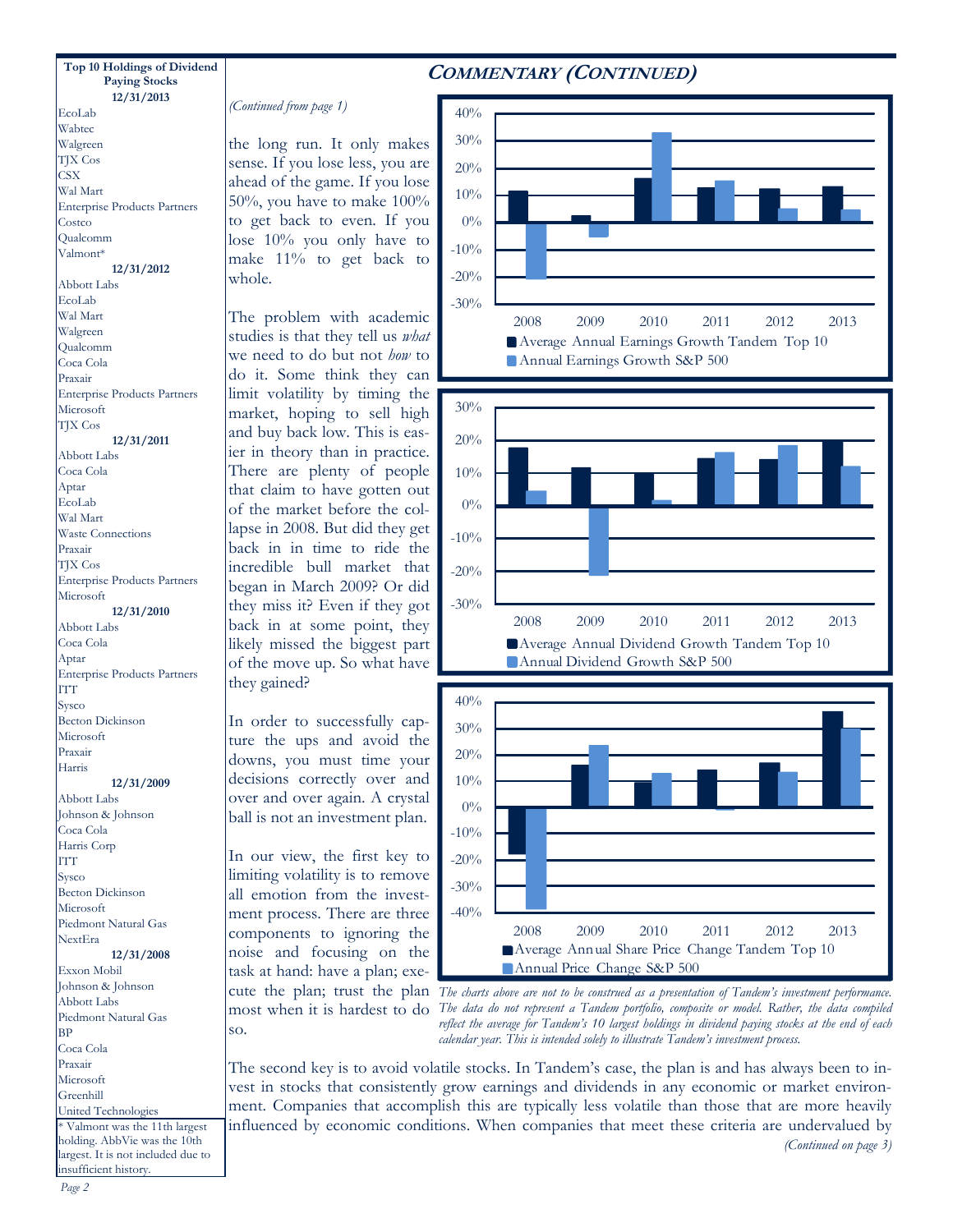## Top 10 Holdings of Dividend Paying Stocks

**12/31/2013**

EcoLab
Wabtec
Walgreen
TJX Cos
CSX
Wal Mart
Enterprise Products Partners
Costco
Qualcomm
Valmont*

**12/31/2012**

Abbott Labs
EcoLab
Wal Mart
Walgreen
Qualcomm
Coca Cola
Praxair
Enterprise Products Partners
Microsoft
TJX Cos

**12/31/2011**

Abbott Labs
Coca Cola
Aptar
EcoLab
Wal Mart
Waste Connections
Praxair
TJX Cos
Enterprise Products Partners
Microsoft

**12/31/2010**

Abbott Labs
Coca Cola
Aptar
Enterprise Products Partners
ITT
Sysco
Becton Dickinson
Microsoft
Praxair
Harris

**12/31/2009**

Abbott Labs
Johnson & Johnson
Coca Cola
Harris Corp
ITT
Sysco
Becton Dickinson
Microsoft
Piedmont Natural Gas
NextEra

**12/31/2008**

Exxon Mobil
Johnson & Johnson
Abbott Labs
Piedmont Natural Gas
BP
Coca Cola
Praxair
Microsoft
Greenhill
United Technologies

* Valmont was the 11th largest holding. AbbVie was the 10th largest. It is not included due to insufficient history.

# Commentary (Continued)

*(Continued from page 1)*

the long run. It only makes sense. If you lose less, you are ahead of the game. If you lose 50%, you have to make 100% to get back to even. If you lose 10% you only have to make 11% to get back to whole.

The problem with academic studies is that they tell us *what* we need to do but not *how* to do it. Some think they can limit volatility by timing the market, hoping to sell high and buy back low. This is easier in theory than in practice. There are plenty of people that claim to have gotten out of the market before the collapse in 2008. But did they get back in in time to ride the incredible bull market that began in March 2009? Or did they miss it? Even if they got back in at some point, they likely missed the biggest part of the move up. So what have they gained?

In order to successfully capture the ups and avoid the downs, you must time your decisions correctly over and over and over again. A crystal ball is not an investment plan.

In our view, the first key to limiting volatility is to remove all emotion from the investment process. There are three components to ignoring the noise and focusing on the task at hand: have a plan; execute the plan; trust the plan most when it is hardest to do so.

Average Annual Earnings Growth Tandem Top 10 / Annual Earnings Growth S&P 500 (2008–2013)

Average Annual Dividend Growth Tandem Top 10 / Annual Dividend Growth S&P 500 (2008–2013)

Average Annual Share Price Change Tandem Top 10 / Annual Price Change S&P 500 (2008–2013)

*The charts above are not to be construed as a presentation of Tandem's investment performance. The data do not represent a Tandem portfolio, composite or model. Rather, the data compiled reflect the average for Tandem's 10 largest holdings in dividend paying stocks at the end of each calendar year. This is intended solely to illustrate Tandem's investment process.*

The second key is to avoid volatile stocks. In Tandem's case, the plan is and has always been to invest in stocks that consistently grow earnings and dividends in any economic or market environment. Companies that accomplish this are typically less volatile than those that are more heavily influenced by economic conditions. When companies that meet these criteria are undervalued by

*(Continued on page 3)*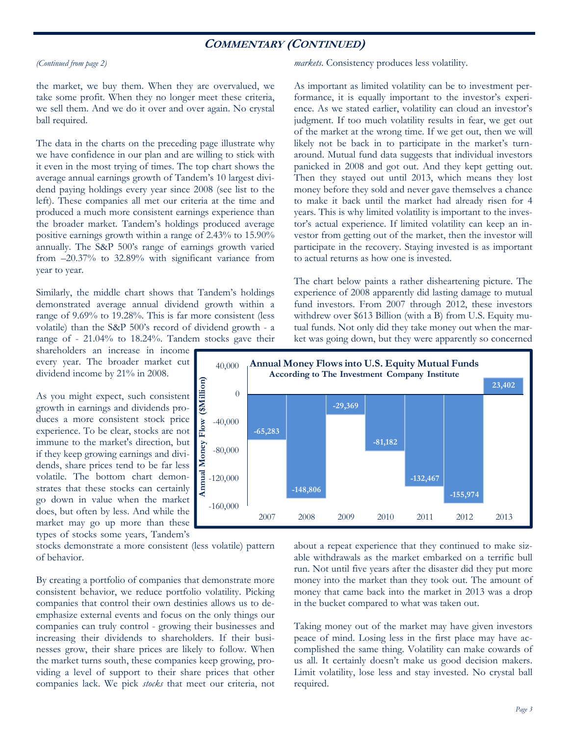## COMMENTARY (CONTINUED)

*(Continued from page 2)*

the market, we buy them. When they are overvalued, we take some profit. When they no longer meet these criteria, we sell them. And we do it over and over again. No crystal ball required.

The data in the charts on the preceding page illustrate why we have confidence in our plan and are willing to stick with it even in the most trying of times. The top chart shows the average annual earnings growth of Tandem's 10 largest dividend paying holdings every year since 2008 (see list to the left). These companies all met our criteria at the time and produced a much more consistent earnings experience than the broader market. Tandem's holdings produced average positive earnings growth within a range of 2.43% to 15.90% annually. The S&P 500's range of earnings growth varied from –20.37% to 32.89% with significant variance from year to year.

Similarly, the middle chart shows that Tandem's holdings demonstrated average annual dividend growth within a range of 9.69% to 19.28%. This is far more consistent (less volatile) than the S&P 500's record of dividend growth - a range of - 21.04% to 18.24%. Tandem stocks gave their shareholders an increase in income every year. The broader market cut dividend income by 21% in 2008.

As you might expect, such consistent growth in earnings and dividends produces a more consistent stock price experience. To be clear, stocks are not immune to the market's direction, but if they keep growing earnings and dividends, share prices tend to be far less volatile. The bottom chart demonstrates that these stocks can certainly go down in value when the market does, but often by less. And while the market may go up more than these types of stocks some years, Tandem's stocks demonstrate a more consistent (less volatile) pattern of behavior.

By creating a portfolio of companies that demonstrate more consistent behavior, we reduce portfolio volatility. Picking companies that control their own destinies allows us to de-emphasize external events and focus on the only things our companies can truly control - growing their businesses and increasing their dividends to shareholders. If their businesses grow, their share prices are likely to follow. When the market turns south, these companies keep growing, providing a level of support to their share prices that other companies lack. We pick *stocks* that meet our criteria, not *markets*. Consistency produces less volatility.

As important as limited volatility can be to investment performance, it is equally important to the investor's experience. As we stated earlier, volatility can cloud an investor's judgment. If too much volatility results in fear, we get out of the market at the wrong time. If we get out, then we will likely not be back in to participate in the market's turnaround. Mutual fund data suggests that individual investors panicked in 2008 and got out. And they kept getting out. Then they stayed out until 2013, which means they lost money before they sold and never gave themselves a chance to make it back until the market had already risen for 4 years. This is why limited volatility is important to the investor's actual experience. If limited volatility can keep an investor from getting out of the market, then the investor will participate in the recovery. Staying invested is as important to actual returns as how one is invested.

The chart below paints a rather disheartening picture. The experience of 2008 apparently did lasting damage to mutual fund investors. From 2007 through 2012, these investors withdrew over $613 Billion (with a B) from U.S. Equity mutual funds. Not only did they take money out when the market was going down, but they were apparently so concerned about a repeat experience that they continued to make sizable withdrawals as the market embarked on a terrific bull run. Not until five years after the disaster did they put more money into the market than they took out. The amount of money that came back into the market in 2013 was a drop in the bucket compared to what was taken out.

**Annual Money Flows into U.S. Equity Mutual Funds**
**According to The Investment Company Institute**

| Year | Annual Money Flow ($Million) |
|---|---|
| 2007 | -65,283 |
| 2008 | -148,806 |
| 2009 | -29,369 |
| 2010 | -81,182 |
| 2011 | -132,467 |
| 2012 | -155,974 |
| 2013 | 23,402 |

Taking money out of the market may have given investors peace of mind. Losing less in the first place may have accomplished the same thing. Volatility can make cowards of us all. It certainly doesn't make us good decision makers. Limit volatility, lose less and stay invested. No crystal ball required.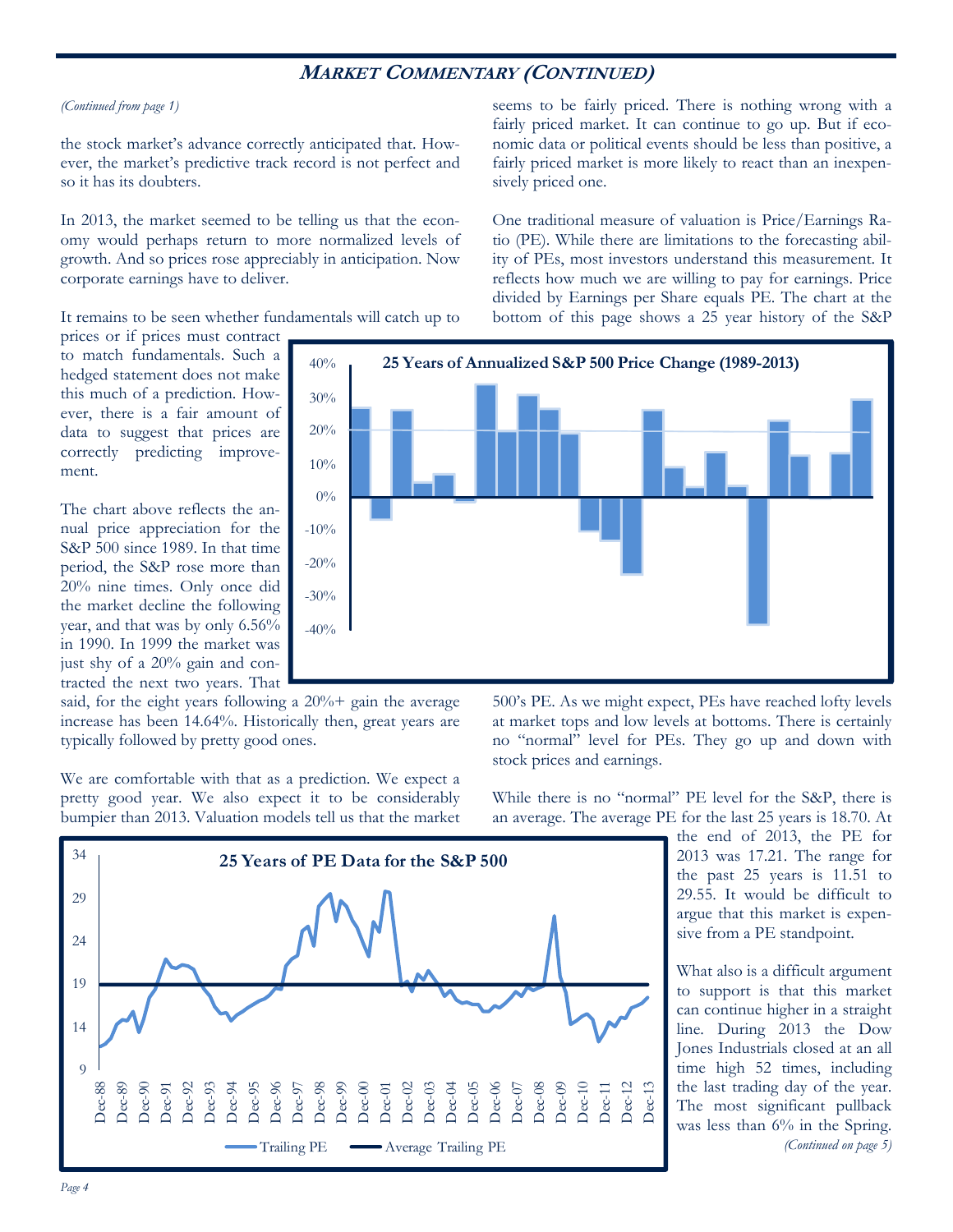## MARKET COMMENTARY (CONTINUED)

*(Continued from page 1)*

the stock market's advance correctly anticipated that. However, the market's predictive track record is not perfect and so it has its doubters.

In 2013, the market seemed to be telling us that the economy would perhaps return to more normalized levels of growth. And so prices rose appreciably in anticipation. Now corporate earnings have to deliver.

It remains to be seen whether fundamentals will catch up to prices or if prices must contract to match fundamentals. Such a hedged statement does not make this much of a prediction. However, there is a fair amount of data to suggest that prices are correctly predicting improvement.

**25 Years of Annualized S&P 500 Price Change (1989-2013)**

The chart above reflects the annual price appreciation for the S&P 500 since 1989. In that time period, the S&P rose more than 20% nine times. Only once did the market decline the following year, and that was by only 6.56% in 1990. In 1999 the market was just shy of a 20% gain and contracted the next two years. That said, for the eight years following a 20%+ gain the average increase has been 14.64%. Historically then, great years are typically followed by pretty good ones.

We are comfortable with that as a prediction. We expect a pretty good year. We also expect it to be considerably bumpier than 2013. Valuation models tell us that the market seems to be fairly priced. There is nothing wrong with a fairly priced market. It can continue to go up. But if economic data or political events should be less than positive, a fairly priced market is more likely to react than an inexpensively priced one.

One traditional measure of valuation is Price/Earnings Ratio (PE). While there are limitations to the forecasting ability of PEs, most investors understand this measurement. It reflects how much we are willing to pay for earnings. Price divided by Earnings per Share equals PE. The chart at the bottom of this page shows a 25 year history of the S&P 500's PE. As we might expect, PEs have reached lofty levels at market tops and low levels at bottoms. There is certainly no "normal" level for PEs. They go up and down with stock prices and earnings.

**25 Years of PE Data for the S&P 500**

While there is no "normal" PE level for the S&P, there is an average. The average PE for the last 25 years is 18.70. At the end of 2013, the PE for 2013 was 17.21. The range for the past 25 years is 11.51 to 29.55. It would be difficult to argue that this market is expensive from a PE standpoint.

What also is a difficult argument to support is that this market can continue higher in a straight line. During 2013 the Dow Jones Industrials closed at an all time high 52 times, including the last trading day of the year. The most significant pullback was less than 6% in the Spring.

*(Continued on page 5)*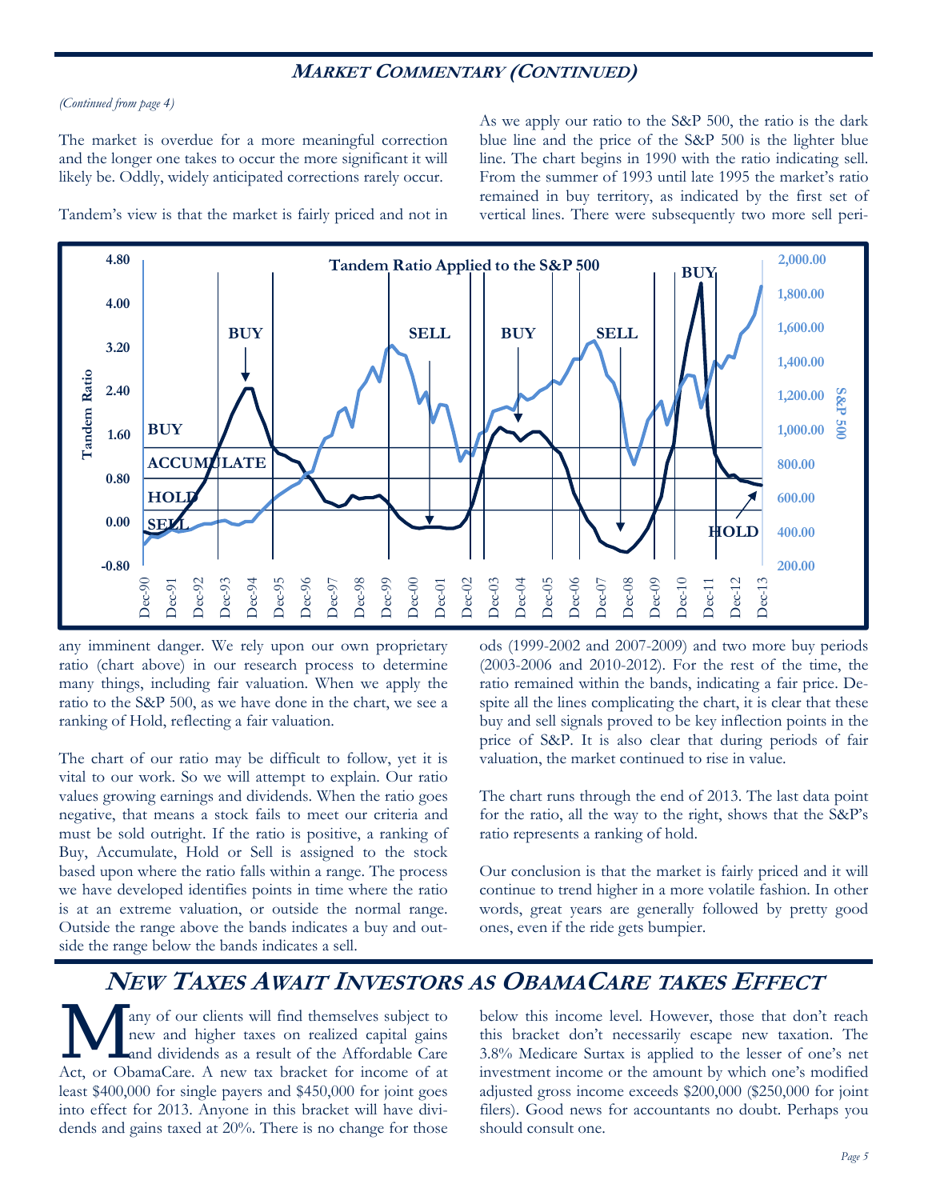## Market Commentary (Continued)

*(Continued from page 4)*

The market is overdue for a more meaningful correction and the longer one takes to occur the more significant it will likely be. Oddly, widely anticipated corrections rarely occur.

Tandem's view is that the market is fairly priced and not in any imminent danger. We rely upon our own proprietary ratio (chart above) in our research process to determine many things, including fair valuation. When we apply the ratio to the S&P 500, as we have done in the chart, we see a ranking of Hold, reflecting a fair valuation.

The chart of our ratio may be difficult to follow, yet it is vital to our work. So we will attempt to explain. Our ratio values growing earnings and dividends. When the ratio goes negative, that means a stock fails to meet our criteria and must be sold outright. If the ratio is positive, a ranking of Buy, Accumulate, Hold or Sell is assigned to the stock based upon where the ratio falls within a range. The process we have developed identifies points in time where the ratio is at an extreme valuation, or outside the normal range. Outside the range above the bands indicates a buy and outside the range below the bands indicates a sell.

As we apply our ratio to the S&P 500, the ratio is the dark blue line and the price of the S&P 500 is the lighter blue line. The chart begins in 1990 with the ratio indicating sell. From the summer of 1993 until late 1995 the market's ratio remained in buy territory, as indicated by the first set of vertical lines. There were subsequently two more sell periods (1999-2002 and 2007-2009) and two more buy periods (2003-2006 and 2010-2012). For the rest of the time, the ratio remained within the bands, indicating a fair price. Despite all the lines complicating the chart, it is clear that these buy and sell signals proved to be key inflection points in the price of S&P. It is also clear that during periods of fair valuation, the market continued to rise in value.

The chart runs through the end of 2013. The last data point for the ratio, all the way to the right, shows that the S&P's ratio represents a ranking of hold.

Our conclusion is that the market is fairly priced and it will continue to trend higher in a more volatile fashion. In other words, great years are generally followed by pretty good ones, even if the ride gets bumpier.

## New Taxes Await Investors as ObamaCare Takes Effect

Many of our clients will find themselves subject to new and higher taxes on realized capital gains and dividends as a result of the Affordable Care Act, or ObamaCare. A new tax bracket for income of at least $400,000 for single payers and $450,000 for joint goes into effect for 2013. Anyone in this bracket will have dividends and gains taxed at 20%. There is no change for those below this income level. However, those that don't reach this bracket don't necessarily escape new taxation. The 3.8% Medicare Surtax is applied to the lesser of one's net investment income or the amount by which one's modified adjusted gross income exceeds $200,000 ($250,000 for joint filers). Good news for accountants no doubt. Perhaps you should consult one.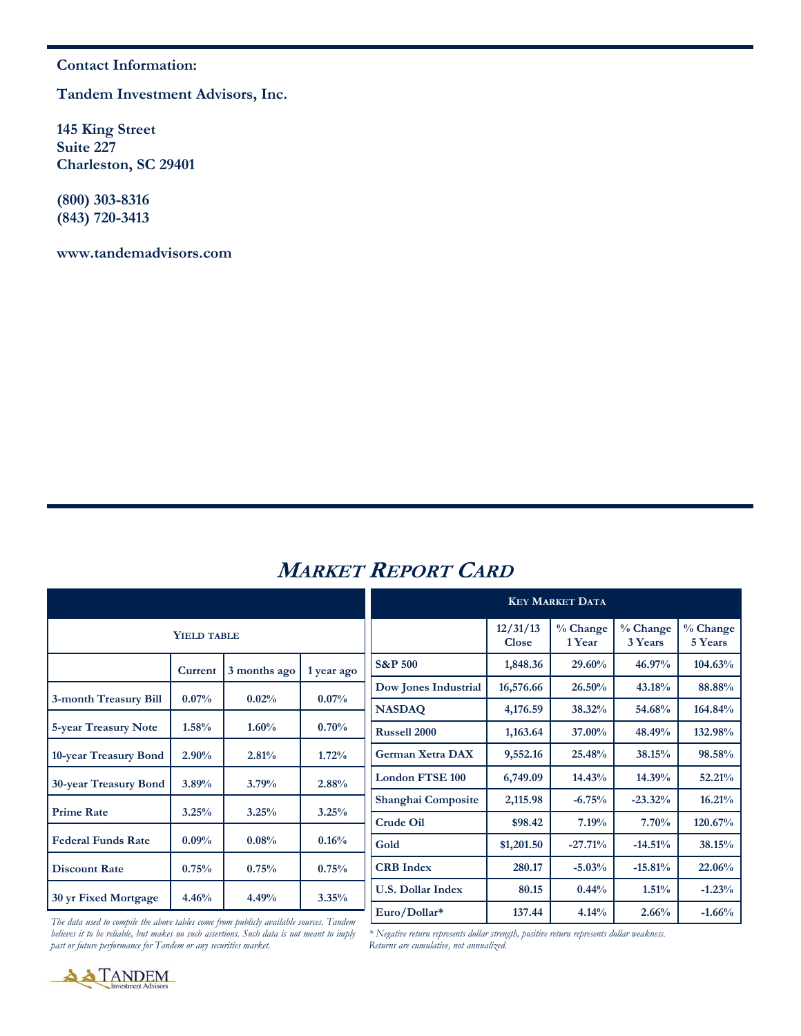**Contact Information:**

**Tandem Investment Advisors, Inc.**

**145 King Street**
**Suite 227**
**Charleston, SC 29401**

**(800) 303-8316**
**(843) 720-3413**

**www.tandemadvisors.com**

# *Market Report Card*

**Yield Table**

| | Current | 3 months ago | 1 year ago |
|---|---|---|---|
| 3-month Treasury Bill | 0.07% | 0.02% | 0.07% |
| 5-year Treasury Note | 1.58% | 1.60% | 0.70% |
| 10-year Treasury Bond | 2.90% | 2.81% | 1.72% |
| 30-year Treasury Bond | 3.89% | 3.79% | 2.88% |
| Prime Rate | 3.25% | 3.25% | 3.25% |
| Federal Funds Rate | 0.09% | 0.08% | 0.16% |
| Discount Rate | 0.75% | 0.75% | 0.75% |
| 30 yr Fixed Mortgage | 4.46% | 4.49% | 3.35% |

*The data used to compile the above tables come from publicly available sources. Tandem believes it to be reliable, but makes no such assertions. Such data is not meant to imply past or future performance for Tandem or any securities market.*

**Key Market Data**

| | 12/31/13 Close | % Change 1 Year | % Change 3 Years | % Change 5 Years |
|---|---|---|---|---|
| S&P 500 | 1,848.36 | 29.60% | 46.97% | 104.63% |
| Dow Jones Industrial | 16,576.66 | 26.50% | 43.18% | 88.88% |
| NASDAQ | 4,176.59 | 38.32% | 54.68% | 164.84% |
| Russell 2000 | 1,163.64 | 37.00% | 48.49% | 132.98% |
| German Xetra DAX | 9,552.16 | 25.48% | 38.15% | 98.58% |
| London FTSE 100 | 6,749.09 | 14.43% | 14.39% | 52.21% |
| Shanghai Composite | 2,115.98 | -6.75% | -23.32% | 16.21% |
| Crude Oil | $98.42 | 7.19% | 7.70% | 120.67% |
| Gold | $1,201.50 | -27.71% | -14.51% | 38.15% |
| CRB Index | 280.17 | -5.03% | -15.81% | 22.06% |
| U.S. Dollar Index | 80.15 | 0.44% | 1.51% | -1.23% |
| Euro/Dollar* | 137.44 | 4.14% | 2.66% | -1.66% |

*\* Negative return represents dollar strength, positive return represents dollar weakness. Returns are cumulative, not annualized.*

Tandem Investment Advisors